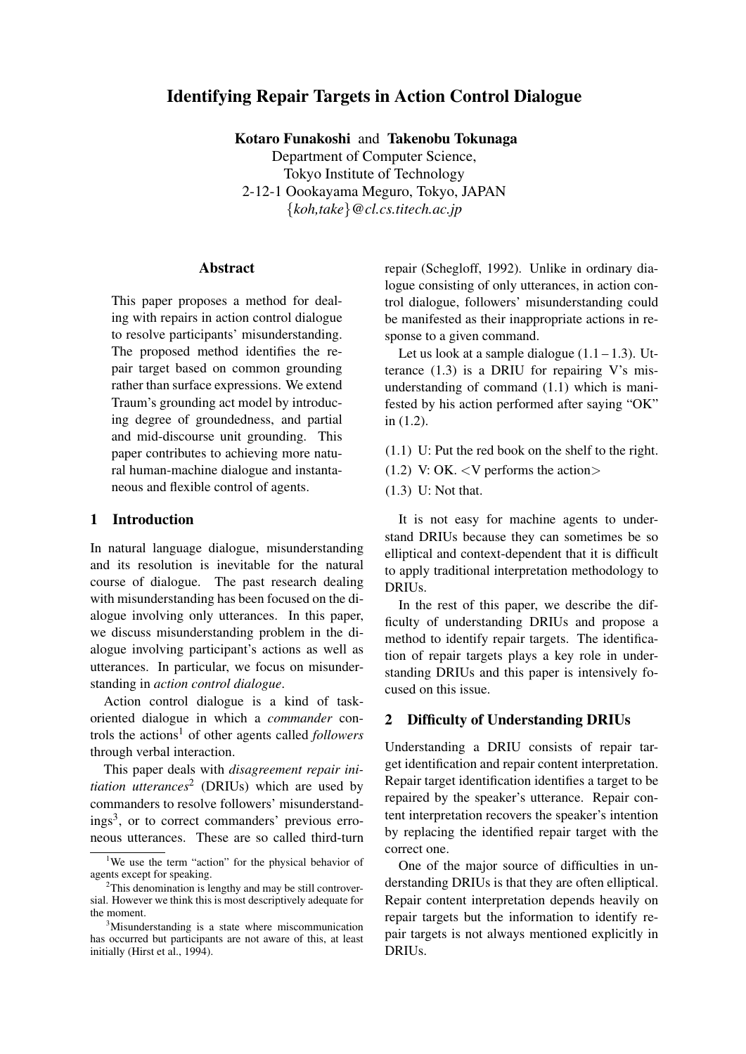# Identifying Repair Targets in Action Control Dialogue

**Kotaro Funakoshi** and **Takenobu Tokunaga**
Department of Computer Science,
Tokyo Institute of Technology
2-12-1 Oookayama Meguro, Tokyo, JAPAN
{*koh,take*}*@cl.cs.titech.ac.jp*

### Abstract

This paper proposes a method for dealing with repairs in action control dialogue to resolve participants' misunderstanding. The proposed method identifies the repair target based on common grounding rather than surface expressions. We extend Traum's grounding act model by introducing degree of groundedness, and partial and mid-discourse unit grounding. This paper contributes to achieving more natural human-machine dialogue and instantaneous and flexible control of agents.

## 1 Introduction

In natural language dialogue, misunderstanding and its resolution is inevitable for the natural course of dialogue. The past research dealing with misunderstanding has been focused on the dialogue involving only utterances. In this paper, we discuss misunderstanding problem in the dialogue involving participant's actions as well as utterances. In particular, we focus on misunderstanding in *action control dialogue*.

Action control dialogue is a kind of task-oriented dialogue in which a *commander* controls the actions[1] of other agents called *followers* through verbal interaction.

This paper deals with *disagreement repair initiation utterances*[2] (DRIUs) which are used by commanders to resolve followers' misunderstandings[3], or to correct commanders' previous erroneous utterances. These are so called third-turn repair (Schegloff, 1992). Unlike in ordinary dialogue consisting of only utterances, in action control dialogue, followers' misunderstanding could be manifested as their inappropriate actions in response to a given command.

Let us look at a sample dialogue (1.1 – 1.3). Utterance (1.3) is a DRIU for repairing V's misunderstanding of command (1.1) which is manifested by his action performed after saying "OK" in (1.2).

(1.1) U: Put the red book on the shelf to the right.
(1.2) V: OK. <V performs the action>
(1.3) U: Not that.

It is not easy for machine agents to understand DRIUs because they can sometimes be so elliptical and context-dependent that it is difficult to apply traditional interpretation methodology to DRIUs.

In the rest of this paper, we describe the difficulty of understanding DRIUs and propose a method to identify repair targets. The identification of repair targets plays a key role in understanding DRIUs and this paper is intensively focused on this issue.

## 2 Difficulty of Understanding DRIUs

Understanding a DRIU consists of repair target identification and repair content interpretation. Repair target identification identifies a target to be repaired by the speaker's utterance. Repair content interpretation recovers the speaker's intention by replacing the identified repair target with the correct one.

One of the major source of difficulties in understanding DRIUs is that they are often elliptical. Repair content interpretation depends heavily on repair targets but the information to identify repair targets is not always mentioned explicitly in DRIUs.

---

[1] We use the term "action" for the physical behavior of agents except for speaking.

[2] This denomination is lengthy and may be still controversial. However we think this is most descriptively adequate for the moment.

[3] Misunderstanding is a state where miscommunication has occurred but participants are not aware of this, at least initially (Hirst et al., 1994).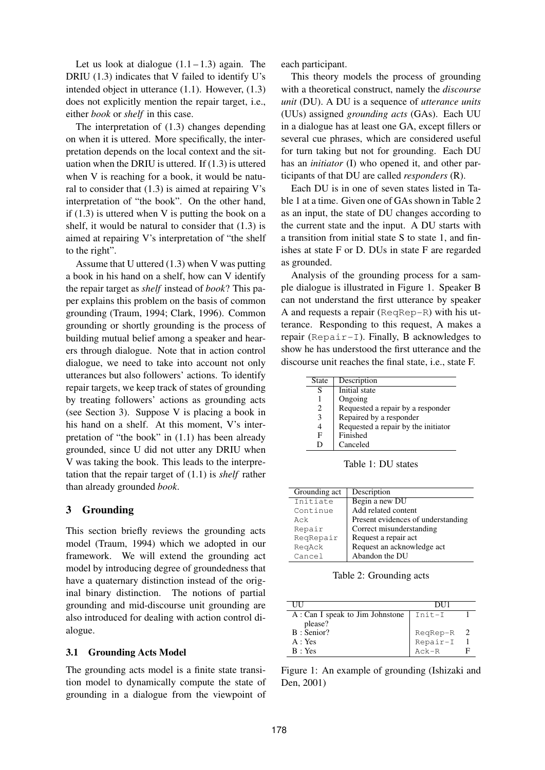Let us look at dialogue (1.1 – 1.3) again. The DRIU (1.3) indicates that V failed to identify U's intended object in utterance (1.1). However, (1.3) does not explicitly mention the repair target, i.e., either *book* or *shelf* in this case.

The interpretation of (1.3) changes depending on when it is uttered. More specifically, the interpretation depends on the local context and the situation when the DRIU is uttered. If (1.3) is uttered when V is reaching for a book, it would be natural to consider that (1.3) is aimed at repairing V's interpretation of "the book". On the other hand, if (1.3) is uttered when V is putting the book on a shelf, it would be natural to consider that (1.3) is aimed at repairing V's interpretation of "the shelf to the right".

Assume that U uttered (1.3) when V was putting a book in his hand on a shelf, how can V identify the repair target as *shelf* instead of *book*? This paper explains this problem on the basis of common grounding (Traum, 1994; Clark, 1996). Common grounding or shortly grounding is the process of building mutual belief among a speaker and hearers through dialogue. Note that in action control dialogue, we need to take into account not only utterances but also followers' actions. To identify repair targets, we keep track of states of grounding by treating followers' actions as grounding acts (see Section 3). Suppose V is placing a book in his hand on a shelf. At this moment, V's interpretation of "the book" in (1.1) has been already grounded, since U did not utter any DRIU when V was taking the book. This leads to the interpretation that the repair target of (1.1) is *shelf* rather than already grounded *book*.

## 3 Grounding

This section briefly reviews the grounding acts model (Traum, 1994) which we adopted in our framework. We will extend the grounding act model by introducing degree of groundedness that have a quaternary distinction instead of the original binary distinction. The notions of partial grounding and mid-discourse unit grounding are also introduced for dealing with action control dialogue.

### 3.1 Grounding Acts Model

The grounding acts model is a finite state transition model to dynamically compute the state of grounding in a dialogue from the viewpoint of each participant.

This theory models the process of grounding with a theoretical construct, namely the *discourse unit* (DU). A DU is a sequence of *utterance units* (UUs) assigned *grounding acts* (GAs). Each UU in a dialogue has at least one GA, except fillers or several cue phrases, which are considered useful for turn taking but not for grounding. Each DU has an *initiator* (I) who opened it, and other participants of that DU are called *responders* (R).

Each DU is in one of seven states listed in Table 1 at a time. Given one of GAs shown in Table 2 as an input, the state of DU changes according to the current state and the input. A DU starts with a transition from initial state S to state 1, and finishes at state F or D. DUs in state F are regarded as grounded.

Analysis of the grounding process for a sample dialogue is illustrated in Figure 1. Speaker B can not understand the first utterance by speaker A and requests a repair (`ReqRep-R`) with his utterance. Responding to this request, A makes a repair (`Repair-I`). Finally, B acknowledges to show he has understood the first utterance and the discourse unit reaches the final state, i.e., state F.

| State | Description |
|---|---|
| S | Initial state |
| 1 | Ongoing |
| 2 | Requested a repair by a responder |
| 3 | Repaired by a responder |
| 4 | Requested a repair by the initiator |
| F | Finished |
| D | Canceled |

Table 1: DU states

| Grounding act | Description |
|---|---|
| `Initiate` | Begin a new DU |
| `Continue` | Add related content |
| `Ack` | Present evidences of understanding |
| `Repair` | Correct misunderstanding |
| `ReqRepair` | Request a repair act |
| `ReqAck` | Request an acknowledge act |
| `Cancel` | Abandon the DU |

Table 2: Grounding acts

| UU | DU1 | |
|---|---|---|
| A : Can I speak to Jim Johnstone please? | `Init-I` | 1 |
| B : Senior? | `ReqRep-R` | 2 |
| A : Yes | `Repair-I` | 1 |
| B : Yes | `Ack-R` | F |

Figure 1: An example of grounding (Ishizaki and Den, 2001)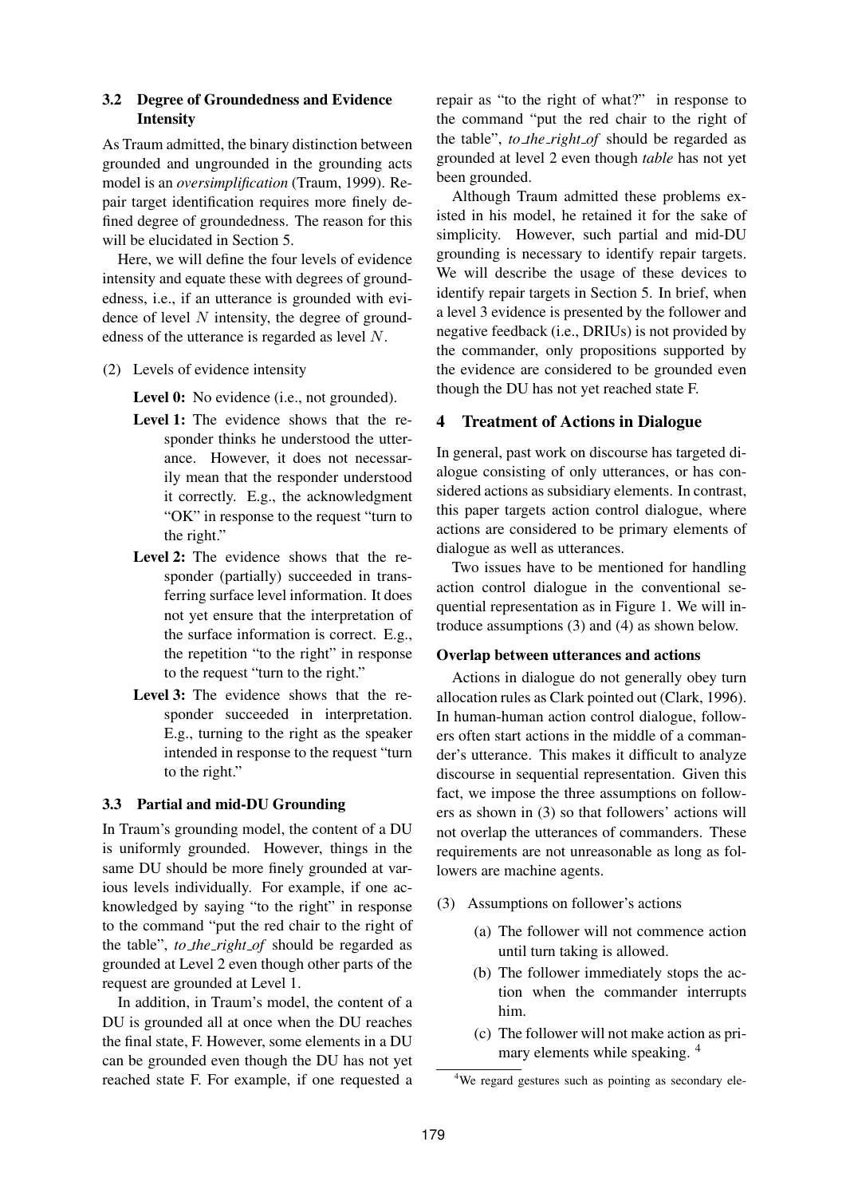### 3.2 Degree of Groundedness and Evidence Intensity

As Traum admitted, the binary distinction between grounded and ungrounded in the grounding acts model is an *oversimplification* (Traum, 1999). Repair target identification requires more finely defined degree of groundedness. The reason for this will be elucidated in Section 5.

Here, we will define the four levels of evidence intensity and equate these with degrees of groundedness, i.e., if an utterance is grounded with evidence of level $N$ intensity, the degree of groundedness of the utterance is regarded as level $N$.

(2) Levels of evidence intensity

**Level 0:** No evidence (i.e., not grounded).

**Level 1:** The evidence shows that the responder thinks he understood the utterance. However, it does not necessarily mean that the responder understood it correctly. E.g., the acknowledgment "OK" in response to the request "turn to the right."

**Level 2:** The evidence shows that the responder (partially) succeeded in transferring surface level information. It does not yet ensure that the interpretation of the surface information is correct. E.g., the repetition "to the right" in response to the request "turn to the right."

**Level 3:** The evidence shows that the responder succeeded in interpretation. E.g., turning to the right as the speaker intended in response to the request "turn to the right."

### 3.3 Partial and mid-DU Grounding

In Traum's grounding model, the content of a DU is uniformly grounded. However, things in the same DU should be more finely grounded at various levels individually. For example, if one acknowledged by saying "to the right" in response to the command "put the red chair to the right of the table", *to_the_right_of* should be regarded as grounded at Level 2 even though other parts of the request are grounded at Level 1.

In addition, in Traum's model, the content of a DU is grounded all at once when the DU reaches the final state, F. However, some elements in a DU can be grounded even though the DU has not yet reached state F. For example, if one requested a repair as "to the right of what?" in response to the command "put the red chair to the right of the table", *to_the_right_of* should be regarded as grounded at level 2 even though *table* has not yet been grounded.

Although Traum admitted these problems existed in his model, he retained it for the sake of simplicity. However, such partial and mid-DU grounding is necessary to identify repair targets. We will describe the usage of these devices to identify repair targets in Section 5. In brief, when a level 3 evidence is presented by the follower and negative feedback (i.e., DRIUs) is not provided by the commander, only propositions supported by the evidence are considered to be grounded even though the DU has not yet reached state F.

## 4 Treatment of Actions in Dialogue

In general, past work on discourse has targeted dialogue consisting of only utterances, or has considered actions as subsidiary elements. In contrast, this paper targets action control dialogue, where actions are considered to be primary elements of dialogue as well as utterances.

Two issues have to be mentioned for handling action control dialogue in the conventional sequential representation as in Figure 1. We will introduce assumptions (3) and (4) as shown below.

**Overlap between utterances and actions**

Actions in dialogue do not generally obey turn allocation rules as Clark pointed out (Clark, 1996). In human-human action control dialogue, followers often start actions in the middle of a commander's utterance. This makes it difficult to analyze discourse in sequential representation. Given this fact, we impose the three assumptions on followers as shown in (3) so that followers' actions will not overlap the utterances of commanders. These requirements are not unreasonable as long as followers are machine agents.

(3) Assumptions on follower's actions

(a) The follower will not commence action until turn taking is allowed.

(b) The follower immediately stops the action when the commander interrupts him.

(c) The follower will not make action as primary elements while speaking. [4]

[4] We regard gestures such as pointing as secondary ele-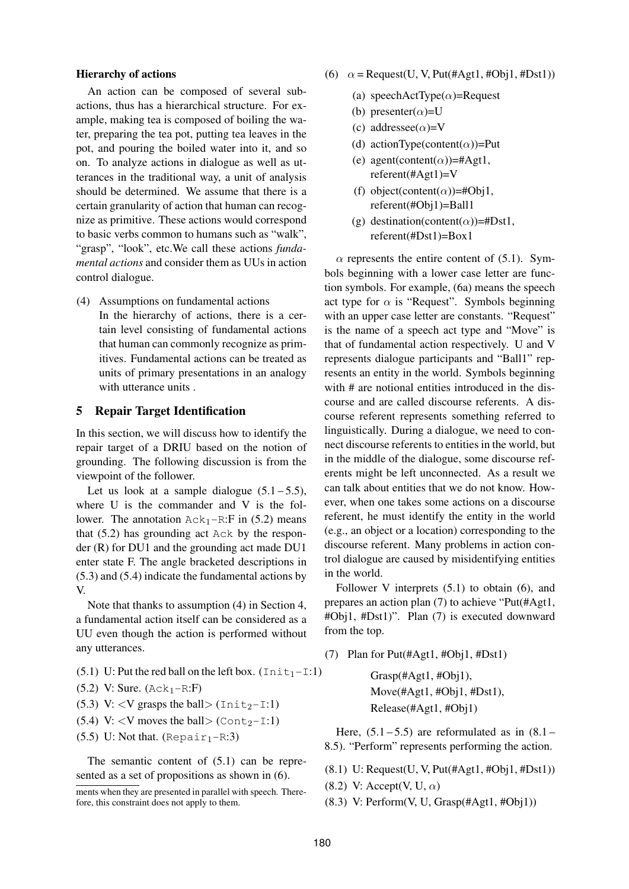**Hierarchy of actions**

An action can be composed of several sub-actions, thus has a hierarchical structure. For example, making tea is composed of boiling the water, preparing the tea pot, putting tea leaves in the pot, and pouring the boiled water into it, and so on. To analyze actions in dialogue as well as utterances in the traditional way, a unit of analysis should be determined. We assume that there is a certain granularity of action that human can recognize as primitive. These actions would correspond to basic verbs common to humans such as "walk", "grasp", "look", etc.We call these actions *fundamental actions* and consider them as UUs in action control dialogue.

(4) Assumptions on fundamental actions
In the hierarchy of actions, there is a certain level consisting of fundamental actions that human can commonly recognize as primitives. Fundamental actions can be treated as units of primary presentations in an analogy with utterance units .

## 5 Repair Target Identification

In this section, we will discuss how to identify the repair target of a DRIU based on the notion of grounding. The following discussion is from the viewpoint of the follower.

Let us look at a sample dialogue (5.1 – 5.5), where U is the commander and V is the follower. The annotation `Ack`$_1$`-R:F` in (5.2) means that (5.2) has grounding act `Ack` by the responder (R) for DU1 and the grounding act made DU1 enter state F. The angle bracketed descriptions in (5.3) and (5.4) indicate the fundamental actions by V.

Note that thanks to assumption (4) in Section 4, a fundamental action itself can be considered as a UU even though the action is performed without any utterances.

(5.1) U: Put the red ball on the left box. (`Init`$_1$`-I:1`)

(5.2) V: Sure. (`Ack`$_1$`-R:F`)

(5.3) V: <V grasps the ball> (`Init`$_2$`-I:1`)

(5.4) V: <V moves the ball> (`Cont`$_2$`-I:1`)

(5.5) U: Not that. (`Repair`$_1$`-R:3`)

The semantic content of (5.1) can be represented as a set of propositions as shown in (6).

(6) $\alpha$ = Request(U, V, Put(#Agt1, #Obj1, #Dst1))

(a) speechActType($\alpha$)=Request

(b) presenter($\alpha$)=U

(c) addressee($\alpha$)=V

(d) actionType(content($\alpha$))=Put

(e) agent(content($\alpha$))=#Agt1, referent(#Agt1)=V

(f) object(content($\alpha$))=#Obj1, referent(#Obj1)=Ball1

(g) destination(content($\alpha$))=#Dst1, referent(#Dst1)=Box1

$\alpha$ represents the entire content of (5.1). Symbols beginning with a lower case letter are function symbols. For example, (6a) means the speech act type for $\alpha$ is "Request". Symbols beginning with an upper case letter are constants. "Request" is the name of a speech act type and "Move" is that of fundamental action respectively. U and V represents dialogue participants and "Ball1" represents an entity in the world. Symbols beginning with # are notional entities introduced in the discourse and are called discourse referents. A discourse referent represents something referred to linguistically. During a dialogue, we need to connect discourse referents to entities in the world, but in the middle of the dialogue, some discourse referents might be left unconnected. As a result we can talk about entities that we do not know. However, when one takes some actions on a discourse referent, he must identify the entity in the world (e.g., an object or a location) corresponding to the discourse referent. Many problems in action control dialogue are caused by misidentifying entities in the world.

Follower V interprets (5.1) to obtain (6), and prepares an action plan (7) to achieve "Put(#Agt1, #Obj1, #Dst1)". Plan (7) is executed downward from the top.

(7) Plan for Put(#Agt1, #Obj1, #Dst1)

Grasp(#Agt1, #Obj1),
Move(#Agt1, #Obj1, #Dst1),
Release(#Agt1, #Obj1)

Here, (5.1 – 5.5) are reformulated as in (8.1 – 8.5). "Perform" represents performing the action.

(8.1) U: Request(U, V, Put(#Agt1, #Obj1, #Dst1))

(8.2) V: Accept(V, U, $\alpha$)

(8.3) V: Perform(V, U, Grasp(#Agt1, #Obj1))

ments when they are presented in parallel with speech. Therefore, this constraint does not apply to them.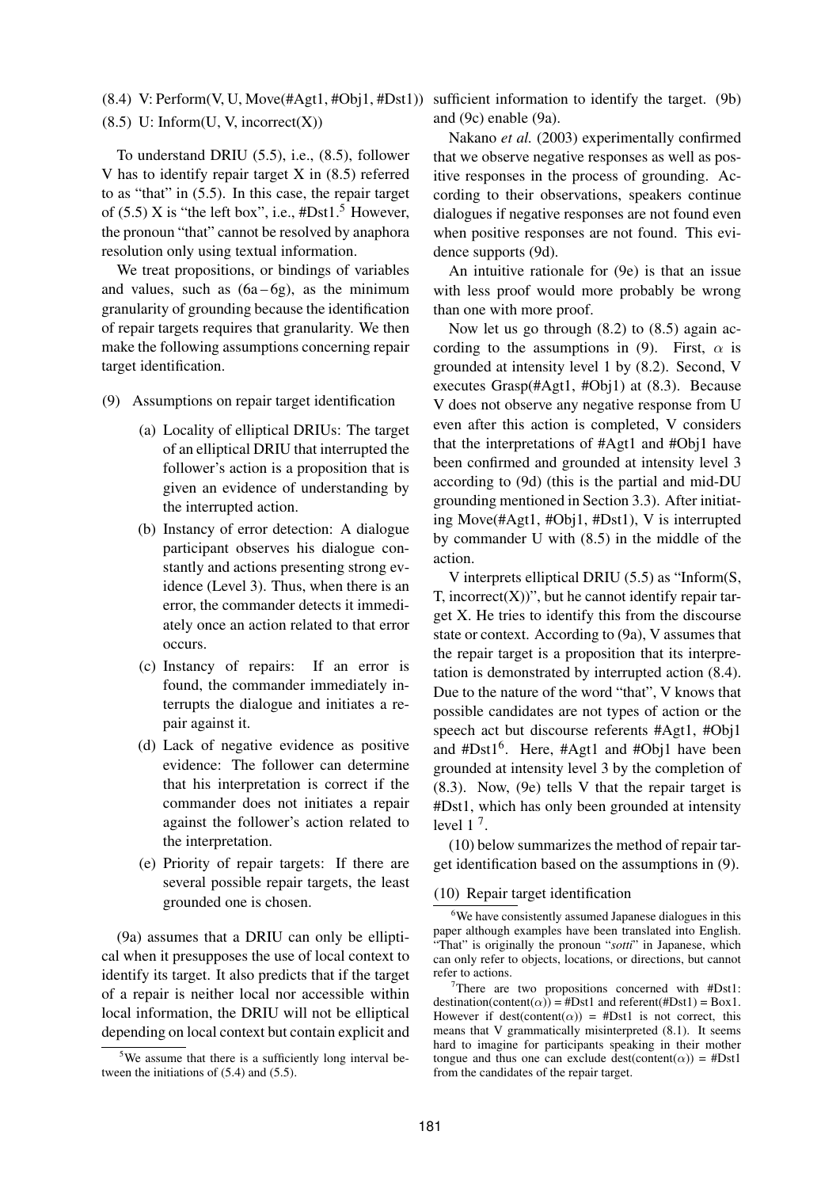(8.4) V: Perform(V, U, Move(#Agt1, #Obj1, #Dst1))

(8.5) U: Inform(U, V, incorrect(X))

To understand DRIU (5.5), i.e., (8.5), follower V has to identify repair target X in (8.5) referred to as "that" in (5.5). In this case, the repair target of (5.5) X is "the left box", i.e., #Dst1.[5] However, the pronoun "that" cannot be resolved by anaphora resolution only using textual information.

We treat propositions, or bindings of variables and values, such as (6a – 6g), as the minimum granularity of grounding because the identification of repair targets requires that granularity. We then make the following assumptions concerning repair target identification.

(9) Assumptions on repair target identification

- (a) Locality of elliptical DRIUs: The target of an elliptical DRIU that interrupted the follower's action is a proposition that is given an evidence of understanding by the interrupted action.
- (b) Instancy of error detection: A dialogue participant observes his dialogue constantly and actions presenting strong evidence (Level 3). Thus, when there is an error, the commander detects it immediately once an action related to that error occurs.
- (c) Instancy of repairs: If an error is found, the commander immediately interrupts the dialogue and initiates a repair against it.
- (d) Lack of negative evidence as positive evidence: The follower can determine that his interpretation is correct if the commander does not initiates a repair against the follower's action related to the interpretation.
- (e) Priority of repair targets: If there are several possible repair targets, the least grounded one is chosen.

(9a) assumes that a DRIU can only be elliptical when it presupposes the use of local context to identify its target. It also predicts that if the target of a repair is neither local nor accessible within local information, the DRIU will not be elliptical depending on local context but contain explicit and sufficient information to identify the target. (9b) and (9c) enable (9a).

Nakano *et al.* (2003) experimentally confirmed that we observe negative responses as well as positive responses in the process of grounding. According to their observations, speakers continue dialogues if negative responses are not found even when positive responses are not found. This evidence supports (9d).

An intuitive rationale for (9e) is that an issue with less proof would more probably be wrong than one with more proof.

Now let us go through (8.2) to (8.5) again according to the assumptions in (9). First, $\alpha$ is grounded at intensity level 1 by (8.2). Second, V executes Grasp(#Agt1, #Obj1) at (8.3). Because V does not observe any negative response from U even after this action is completed, V considers that the interpretations of #Agt1 and #Obj1 have been confirmed and grounded at intensity level 3 according to (9d) (this is the partial and mid-DU grounding mentioned in Section 3.3). After initiating Move(#Agt1, #Obj1, #Dst1), V is interrupted by commander U with (8.5) in the middle of the action.

V interprets elliptical DRIU (5.5) as "Inform(S, T, incorrect(X))", but he cannot identify repair target X. He tries to identify this from the discourse state or context. According to (9a), V assumes that the repair target is a proposition that its interpretation is demonstrated by interrupted action (8.4). Due to the nature of the word "that", V knows that possible candidates are not types of action or the speech act but discourse referents #Agt1, #Obj1 and #Dst1[6]. Here, #Agt1 and #Obj1 have been grounded at intensity level 3 by the completion of (8.3). Now, (9e) tells V that the repair target is #Dst1, which has only been grounded at intensity level 1 [7].

(10) below summarizes the method of repair target identification based on the assumptions in (9).

(10) Repair target identification

[5] We assume that there is a sufficiently long interval between the initiations of (5.4) and (5.5).

[6] We have consistently assumed Japanese dialogues in this paper although examples have been translated into English. "That" is originally the pronoun "*sotti*" in Japanese, which can only refer to objects, locations, or directions, but cannot refer to actions.

[7] There are two propositions concerned with #Dst1: destination(content($\alpha$)) = #Dst1 and referent(#Dst1) = Box1. However if dest(content($\alpha$)) = #Dst1 is not correct, this means that V grammatically misinterpreted (8.1). It seems hard to imagine for participants speaking in their mother tongue and thus one can exclude dest(content($\alpha$)) = #Dst1 from the candidates of the repair target.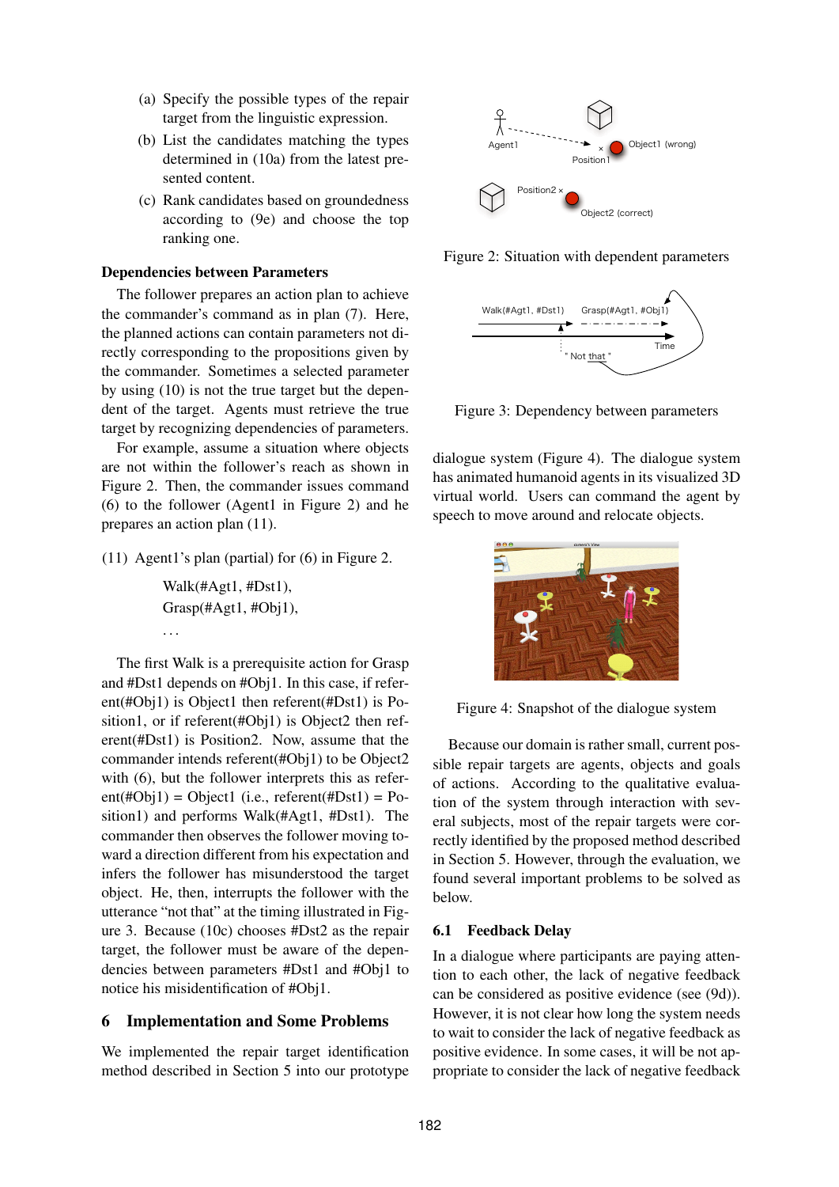(a) Specify the possible types of the repair target from the linguistic expression.

(b) List the candidates matching the types determined in (10a) from the latest presented content.

(c) Rank candidates based on groundedness according to (9e) and choose the top ranking one.

**Dependencies between Parameters**

The follower prepares an action plan to achieve the commander's command as in plan (7). Here, the planned actions can contain parameters not directly corresponding to the propositions given by the commander. Sometimes a selected parameter by using (10) is not the true target but the dependent of the target. Agents must retrieve the true target by recognizing dependencies of parameters.

For example, assume a situation where objects are not within the follower's reach as shown in Figure 2. Then, the commander issues command (6) to the follower (Agent1 in Figure 2) and he prepares an action plan (11).

(11) Agent1's plan (partial) for (6) in Figure 2.

> Walk(#Agt1, #Dst1),
> Grasp(#Agt1, #Obj1),
> ...

The first Walk is a prerequisite action for Grasp and #Dst1 depends on #Obj1. In this case, if referent(#Obj1) is Object1 then referent(#Dst1) is Position1, or if referent(#Obj1) is Object2 then referent(#Dst1) is Position2. Now, assume that the commander intends referent(#Obj1) to be Object2 with (6), but the follower interprets this as referent(#Obj1) = Object1 (i.e., referent(#Dst1) = Position1) and performs Walk(#Agt1, #Dst1). The commander then observes the follower moving toward a direction different from his expectation and infers the follower has misunderstood the target object. He, then, interrupts the follower with the utterance "not that" at the timing illustrated in Figure 3. Because (10c) chooses #Dst2 as the repair target, the follower must be aware of the dependencies between parameters #Dst1 and #Obj1 to notice his misidentification of #Obj1.

Figure 2: Situation with dependent parameters

Figure 3: Dependency between parameters

## 6 Implementation and Some Problems

We implemented the repair target identification method described in Section 5 into our prototype dialogue system (Figure 4). The dialogue system has animated humanoid agents in its visualized 3D virtual world. Users can command the agent by speech to move around and relocate objects.

Figure 4: Snapshot of the dialogue system

Because our domain is rather small, current possible repair targets are agents, objects and goals of actions. According to the qualitative evaluation of the system through interaction with several subjects, most of the repair targets were correctly identified by the proposed method described in Section 5. However, through the evaluation, we found several important problems to be solved as below.

### 6.1 Feedback Delay

In a dialogue where participants are paying attention to each other, the lack of negative feedback can be considered as positive evidence (see (9d)). However, it is not clear how long the system needs to wait to consider the lack of negative feedback as positive evidence. In some cases, it will be not appropriate to consider the lack of negative feedback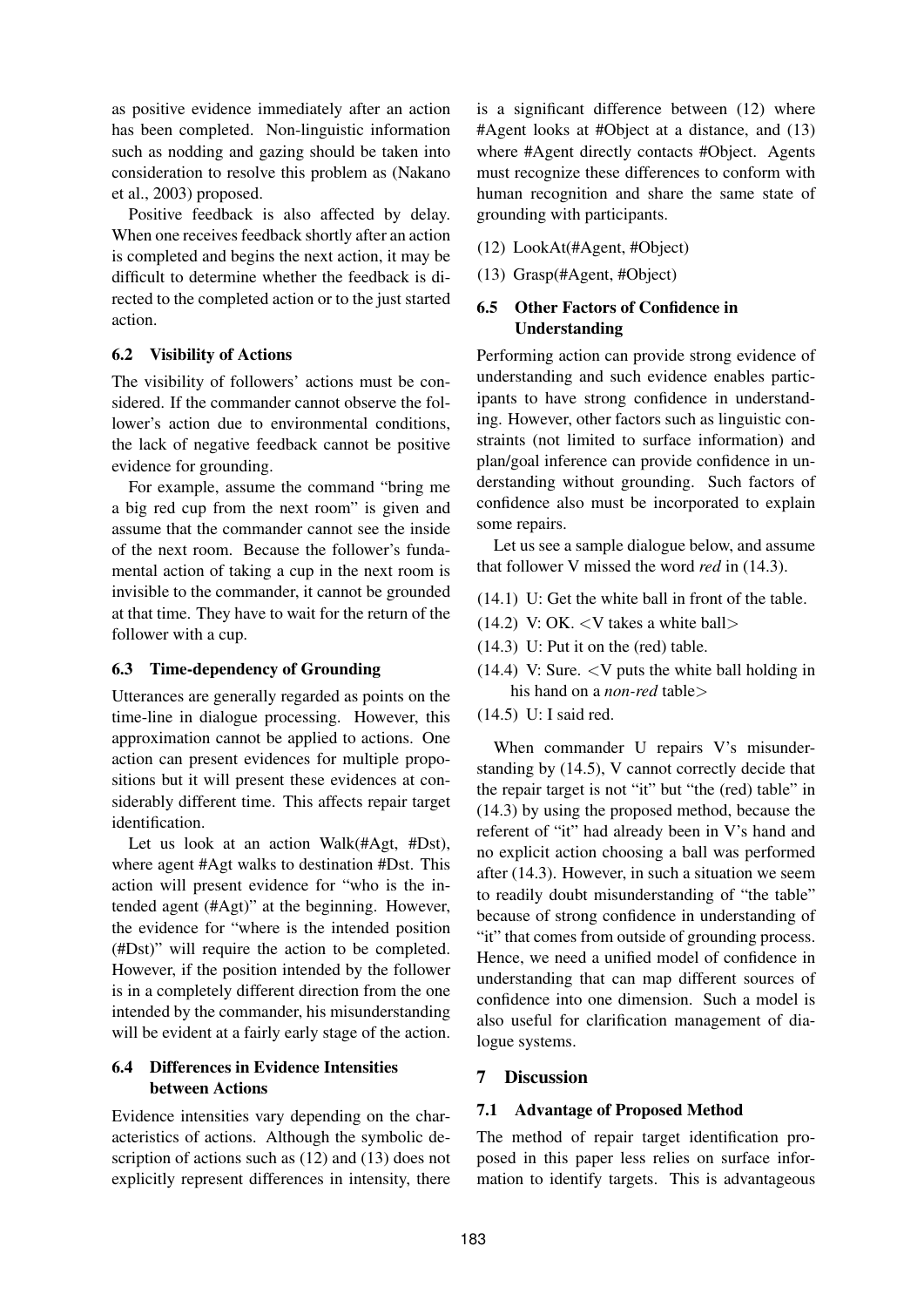as positive evidence immediately after an action has been completed. Non-linguistic information such as nodding and gazing should be taken into consideration to resolve this problem as (Nakano et al., 2003) proposed.

Positive feedback is also affected by delay. When one receives feedback shortly after an action is completed and begins the next action, it may be difficult to determine whether the feedback is directed to the completed action or to the just started action.

### 6.2 Visibility of Actions

The visibility of followers' actions must be considered. If the commander cannot observe the follower's action due to environmental conditions, the lack of negative feedback cannot be positive evidence for grounding.

For example, assume the command "bring me a big red cup from the next room" is given and assume that the commander cannot see the inside of the next room. Because the follower's fundamental action of taking a cup in the next room is invisible to the commander, it cannot be grounded at that time. They have to wait for the return of the follower with a cup.

### 6.3 Time-dependency of Grounding

Utterances are generally regarded as points on the time-line in dialogue processing. However, this approximation cannot be applied to actions. One action can present evidences for multiple propositions but it will present these evidences at considerably different time. This affects repair target identification.

Let us look at an action Walk(#Agt, #Dst), where agent #Agt walks to destination #Dst. This action will present evidence for "who is the intended agent (#Agt)" at the beginning. However, the evidence for "where is the intended position (#Dst)" will require the action to be completed. However, if the position intended by the follower is in a completely different direction from the one intended by the commander, his misunderstanding will be evident at a fairly early stage of the action.

### 6.4 Differences in Evidence Intensities between Actions

Evidence intensities vary depending on the characteristics of actions. Although the symbolic description of actions such as (12) and (13) does not explicitly represent differences in intensity, there is a significant difference between (12) where #Agent looks at #Object at a distance, and (13) where #Agent directly contacts #Object. Agents must recognize these differences to conform with human recognition and share the same state of grounding with participants.

(12) LookAt(#Agent, #Object)

(13) Grasp(#Agent, #Object)

### 6.5 Other Factors of Confidence in Understanding

Performing action can provide strong evidence of understanding and such evidence enables participants to have strong confidence in understanding. However, other factors such as linguistic constraints (not limited to surface information) and plan/goal inference can provide confidence in understanding without grounding. Such factors of confidence also must be incorporated to explain some repairs.

Let us see a sample dialogue below, and assume that follower V missed the word *red* in (14.3).

(14.1) U: Get the white ball in front of the table.

(14.2) V: OK. <V takes a white ball>

(14.3) U: Put it on the (red) table.

(14.4) V: Sure. <V puts the white ball holding in his hand on a *non-red* table>

(14.5) U: I said red.

When commander U repairs V's misunderstanding by (14.5), V cannot correctly decide that the repair target is not "it" but "the (red) table" in (14.3) by using the proposed method, because the referent of "it" had already been in V's hand and no explicit action choosing a ball was performed after (14.3). However, in such a situation we seem to readily doubt misunderstanding of "the table" because of strong confidence in understanding of "it" that comes from outside of grounding process. Hence, we need a unified model of confidence in understanding that can map different sources of confidence into one dimension. Such a model is also useful for clarification management of dialogue systems.

## 7 Discussion

### 7.1 Advantage of Proposed Method

The method of repair target identification proposed in this paper less relies on surface information to identify targets. This is advantageous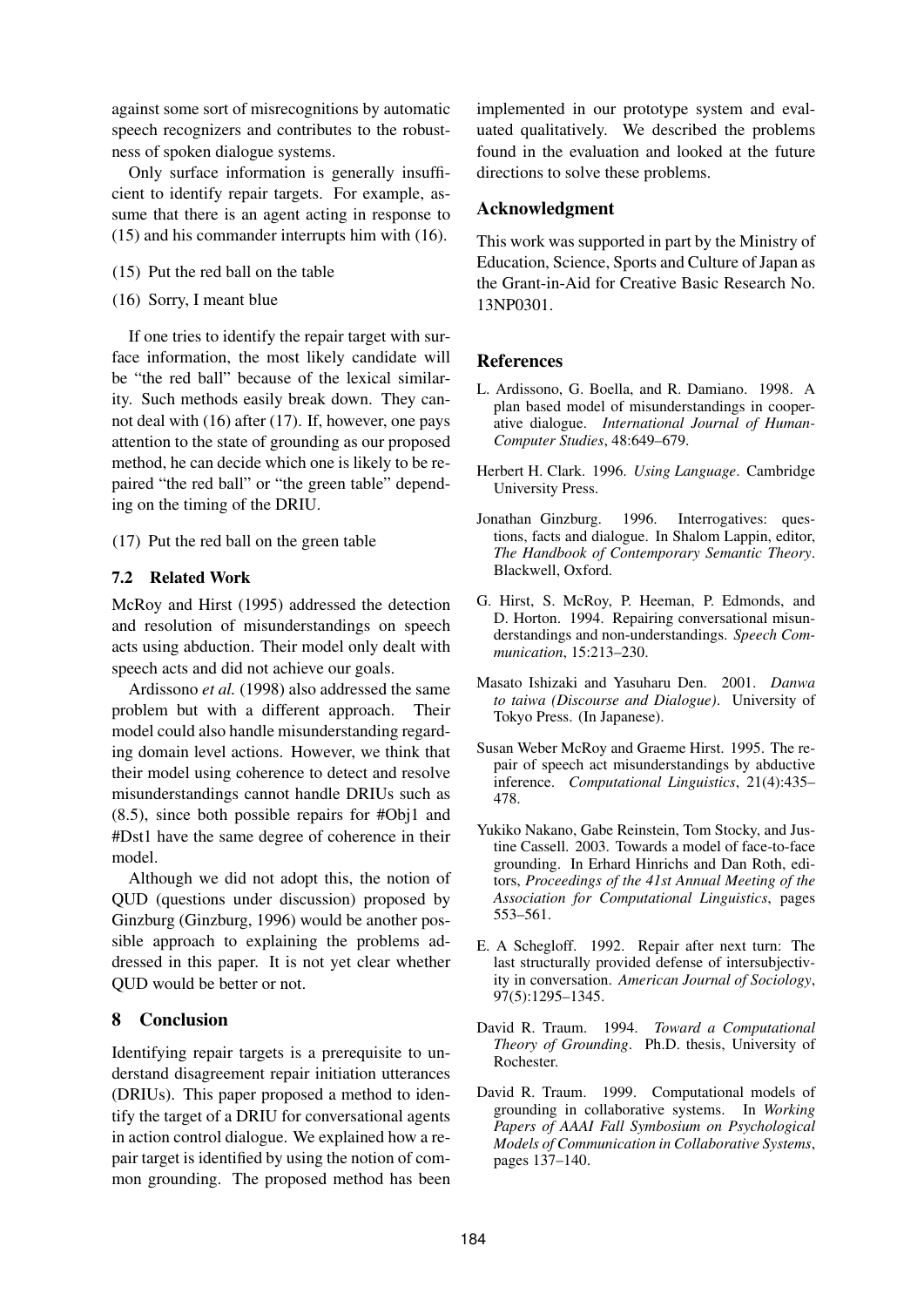against some sort of misrecognitions by automatic speech recognizers and contributes to the robustness of spoken dialogue systems.

Only surface information is generally insufficient to identify repair targets. For example, assume that there is an agent acting in response to (15) and his commander interrupts him with (16).

(15) Put the red ball on the table

(16) Sorry, I meant blue

If one tries to identify the repair target with surface information, the most likely candidate will be "the red ball" because of the lexical similarity. Such methods easily break down. They cannot deal with (16) after (17). If, however, one pays attention to the state of grounding as our proposed method, he can decide which one is likely to be repaired "the red ball" or "the green table" depending on the timing of the DRIU.

(17) Put the red ball on the green table

### 7.2 Related Work

McRoy and Hirst (1995) addressed the detection and resolution of misunderstandings on speech acts using abduction. Their model only dealt with speech acts and did not achieve our goals.

Ardissono *et al.* (1998) also addressed the same problem but with a different approach. Their model could also handle misunderstanding regarding domain level actions. However, we think that their model using coherence to detect and resolve misunderstandings cannot handle DRIUs such as (8.5), since both possible repairs for #Obj1 and #Dst1 have the same degree of coherence in their model.

Although we did not adopt this, the notion of QUD (questions under discussion) proposed by Ginzburg (Ginzburg, 1996) would be another possible approach to explaining the problems addressed in this paper. It is not yet clear whether QUD would be better or not.

## 8 Conclusion

Identifying repair targets is a prerequisite to understand disagreement repair initiation utterances (DRIUs). This paper proposed a method to identify the target of a DRIU for conversational agents in action control dialogue. We explained how a repair target is identified by using the notion of common grounding. The proposed method has been implemented in our prototype system and evaluated qualitatively. We described the problems found in the evaluation and looked at the future directions to solve these problems.

## Acknowledgment

This work was supported in part by the Ministry of Education, Science, Sports and Culture of Japan as the Grant-in-Aid for Creative Basic Research No. 13NP0301.

## References

L. Ardissono, G. Boella, and R. Damiano. 1998. A plan based model of misunderstandings in cooperative dialogue. *International Journal of Human-Computer Studies*, 48:649–679.

Herbert H. Clark. 1996. *Using Language*. Cambridge University Press.

Jonathan Ginzburg. 1996. Interrogatives: questions, facts and dialogue. In Shalom Lappin, editor, *The Handbook of Contemporary Semantic Theory*. Blackwell, Oxford.

G. Hirst, S. McRoy, P. Heeman, P. Edmonds, and D. Horton. 1994. Repairing conversational misunderstandings and non-understandings. *Speech Communication*, 15:213–230.

Masato Ishizaki and Yasuharu Den. 2001. *Danwa to taiwa (Discourse and Dialogue)*. University of Tokyo Press. (In Japanese).

Susan Weber McRoy and Graeme Hirst. 1995. The repair of speech act misunderstandings by abductive inference. *Computational Linguistics*, 21(4):435–478.

Yukiko Nakano, Gabe Reinstein, Tom Stocky, and Justine Cassell. 2003. Towards a model of face-to-face grounding. In Erhard Hinrichs and Dan Roth, editors, *Proceedings of the 41st Annual Meeting of the Association for Computational Linguistics*, pages 553–561.

E. A Schegloff. 1992. Repair after next turn: The last structurally provided defense of intersubjectivity in conversation. *American Journal of Sociology*, 97(5):1295–1345.

David R. Traum. 1994. *Toward a Computational Theory of Grounding*. Ph.D. thesis, University of Rochester.

David R. Traum. 1999. Computational models of grounding in collaborative systems. In *Working Papers of AAAI Fall Symbosium on Psychological Models of Communication in Collaborative Systems*, pages 137–140.